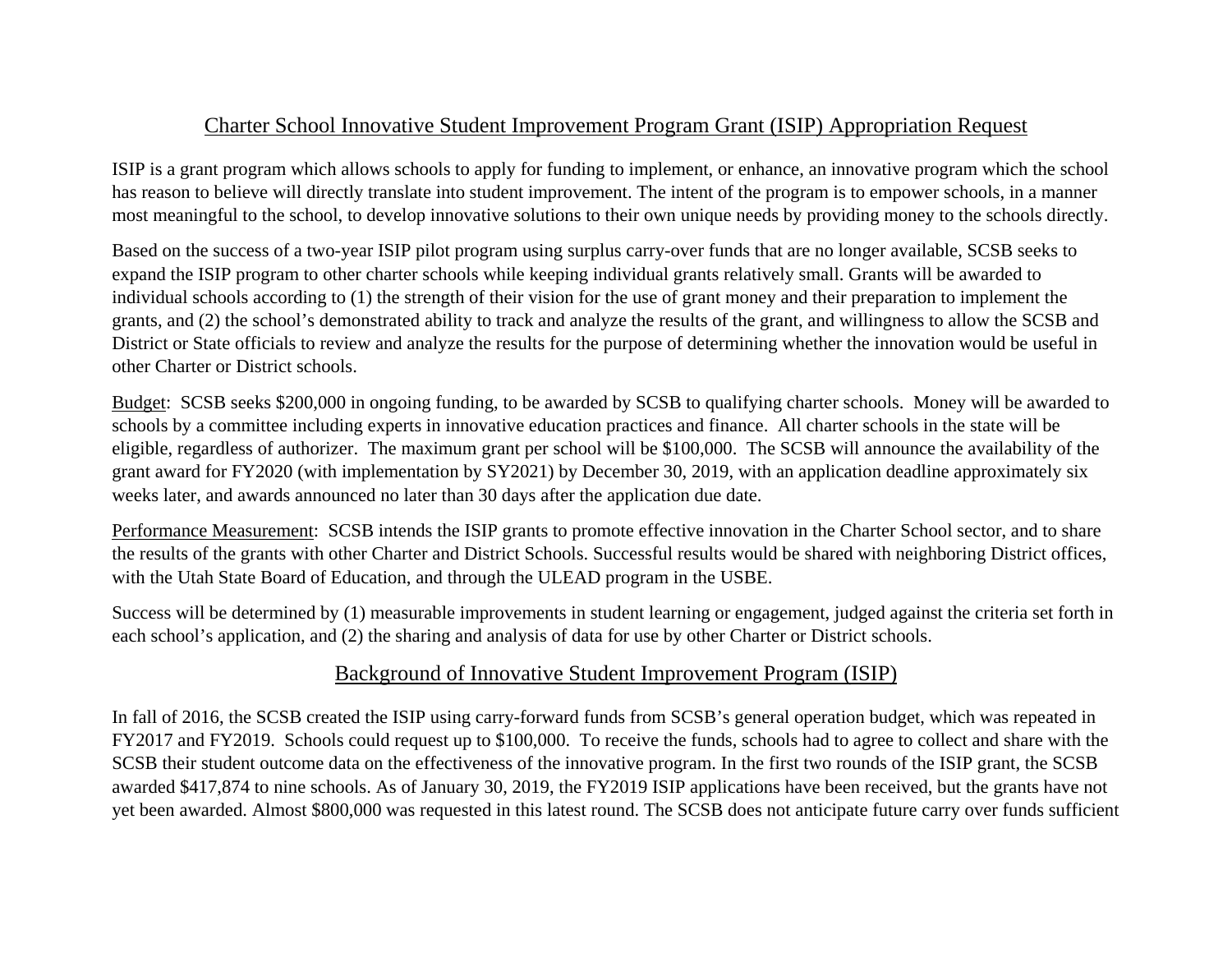## Charter School Innovative Student Improvement Program Grant (ISIP) Appropriation Request

ISIP is a grant program which allows schools to apply for funding to implement, or enhance, an innovative program which the school has reason to believe will directly translate into student improvement. The intent of the program is to empower schools, in a manner most meaningful to the school, to develop innovative solutions to their own unique needs by providing money to the schools directly.

Based on the success of a two-year ISIP pilot program using surplus carry-over funds that are no longer available, SCSB seeks to expand the ISIP program to other charter schools while keeping individual grants relatively small. Grants will be awarded to individual schools according to (1) the strength of their vision for the use of grant money and their preparation to implement the grants, and (2) the school's demonstrated ability to track and analyze the results of the grant, and willingness to allow the SCSB and District or State officials to review and analyze the results for the purpose of determining whether the innovation would be useful in other Charter or District schools.

Budget: SCSB seeks $200,000 in ongoing funding, to be awarded by SCSB to qualifying charter schools. Money will be awarded to schools by a committee including experts in innovative education practices and finance. All charter schools in the state will be eligible, regardless of authorizer. The maximum grant per school will be $100,000. The SCSB will announce the availability of the grant award for FY2020 (with implementation by SY2021) by December 30, 2019, with an application deadline approximately six weeks later, and awards announced no later than 30 days after the application due date.

Performance Measurement: SCSB intends the ISIP grants to promote effective innovation in the Charter School sector, and to share the results of the grants with other Charter and District Schools. Successful results would be shared with neighboring District offices, with the Utah State Board of Education, and through the ULEAD program in the USBE.

Success will be determined by (1) measurable improvements in student learning or engagement, judged against the criteria set forth in each school's application, and (2) the sharing and analysis of data for use by other Charter or District schools.

## Background of Innovative Student Improvement Program (ISIP)

In fall of 2016, the SCSB created the ISIP using carry-forward funds from SCSB's general operation budget, which was repeated in FY2017 and FY2019. Schools could request up to $100,000. To receive the funds, schools had to agree to collect and share with the SCSB their student outcome data on the effectiveness of the innovative program. In the first two rounds of the ISIP grant, the SCSB awarded $417,874 to nine schools. As of January 30, 2019, the FY2019 ISIP applications have been received, but the grants have not yet been awarded. Almost $800,000 was requested in this latest round. The SCSB does not anticipate future carry over funds sufficient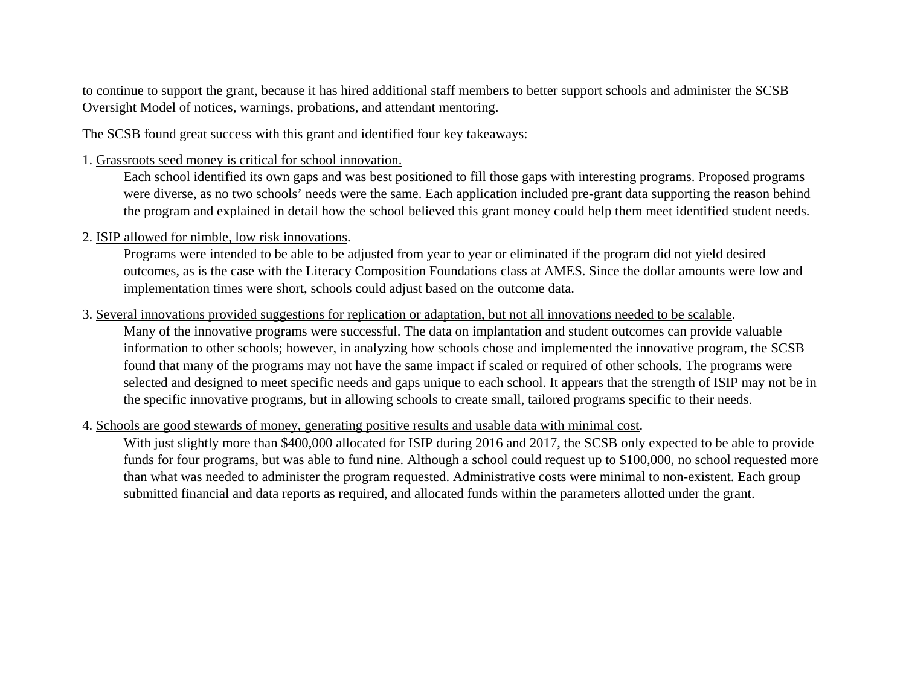to continue to support the grant, because it has hired additional staff members to better support schools and administer the SCSB Oversight Model of notices, warnings, probations, and attendant mentoring.

The SCSB found great success with this grant and identified four key takeaways:

1. <u>Grassroots seed money is critical for school innovation.</u>
   Each school identified its own gaps and was best positioned to fill those gaps with interesting programs. Proposed programs were diverse, as no two schools' needs were the same. Each application included pre-grant data supporting the reason behind the program and explained in detail how the school believed this grant money could help them meet identified student needs.

2. <u>ISIP allowed for nimble, low risk innovations</u>.
   Programs were intended to be able to be adjusted from year to year or eliminated if the program did not yield desired outcomes, as is the case with the Literacy Composition Foundations class at AMES. Since the dollar amounts were low and implementation times were short, schools could adjust based on the outcome data.

3. <u>Several innovations provided suggestions for replication or adaptation, but not all innovations needed to be scalable</u>.
   Many of the innovative programs were successful. The data on implantation and student outcomes can provide valuable information to other schools; however, in analyzing how schools chose and implemented the innovative program, the SCSB found that many of the programs may not have the same impact if scaled or required of other schools. The programs were selected and designed to meet specific needs and gaps unique to each school. It appears that the strength of ISIP may not be in the specific innovative programs, but in allowing schools to create small, tailored programs specific to their needs.

4. <u>Schools are good stewards of money, generating positive results and usable data with minimal cost</u>.
   With just slightly more than $400,000 allocated for ISIP during 2016 and 2017, the SCSB only expected to be able to provide funds for four programs, but was able to fund nine. Although a school could request up to $100,000, no school requested more than what was needed to administer the program requested. Administrative costs were minimal to non-existent. Each group submitted financial and data reports as required, and allocated funds within the parameters allotted under the grant.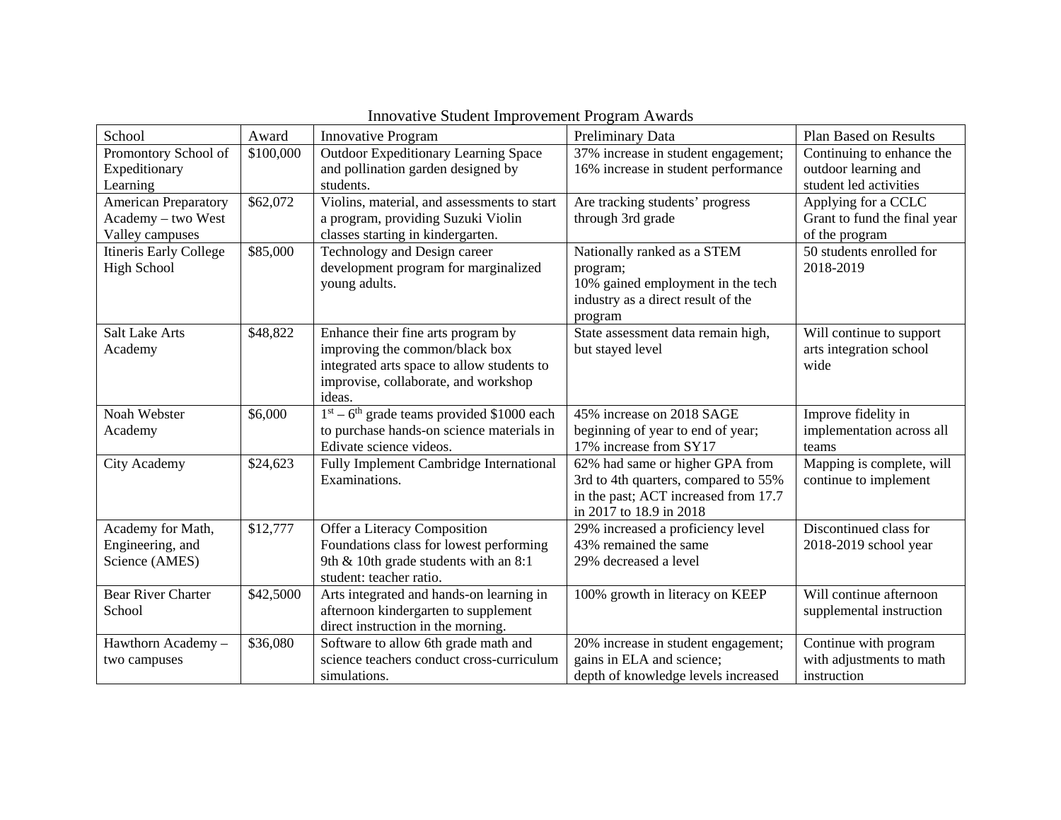Innovative Student Improvement Program Awards

| School | Award | Innovative Program | Preliminary Data | Plan Based on Results |
|---|---|---|---|---|
| Promontory School of Expeditionary Learning | $100,000 | Outdoor Expeditionary Learning Space and pollination garden designed by students. | 37% increase in student engagement; 16% increase in student performance | Continuing to enhance the outdoor learning and student led activities |
| American Preparatory Academy – two West Valley campuses | $62,072 | Violins, material, and assessments to start a program, providing Suzuki Violin classes starting in kindergarten. | Are tracking students' progress through 3rd grade | Applying for a CCLC Grant to fund the final year of the program |
| Itineris Early College High School | $85,000 | Technology and Design career development program for marginalized young adults. | Nationally ranked as a STEM program; 10% gained employment in the tech industry as a direct result of the program | 50 students enrolled for 2018-2019 |
| Salt Lake Arts Academy | $48,822 | Enhance their fine arts program by improving the common/black box integrated arts space to allow students to improvise, collaborate, and workshop ideas. | State assessment data remain high, but stayed level | Will continue to support arts integration school wide |
| Noah Webster Academy | $6,000 | 1st – 6th grade teams provided $1000 each to purchase hands-on science materials in Edivate science videos. | 45% increase on 2018 SAGE beginning of year to end of year; 17% increase from SY17 | Improve fidelity in implementation across all teams |
| City Academy | $24,623 | Fully Implement Cambridge International Examinations. | 62% had same or higher GPA from 3rd to 4th quarters, compared to 55% in the past; ACT increased from 17.7 in 2017 to 18.9 in 2018 | Mapping is complete, will continue to implement |
| Academy for Math, Engineering, and Science (AMES) | $12,777 | Offer a Literacy Composition Foundations class for lowest performing 9th & 10th grade students with an 8:1 student: teacher ratio. | 29% increased a proficiency level 43% remained the same 29% decreased a level | Discontinued class for 2018-2019 school year |
| Bear River Charter School | $42,5000 | Arts integrated and hands-on learning in afternoon kindergarten to supplement direct instruction in the morning. | 100% growth in literacy on KEEP | Will continue afternoon supplemental instruction |
| Hawthorn Academy – two campuses | $36,080 | Software to allow 6th grade math and science teachers conduct cross-curriculum simulations. | 20% increase in student engagement; gains in ELA and science; depth of knowledge levels increased | Continue with program with adjustments to math instruction |